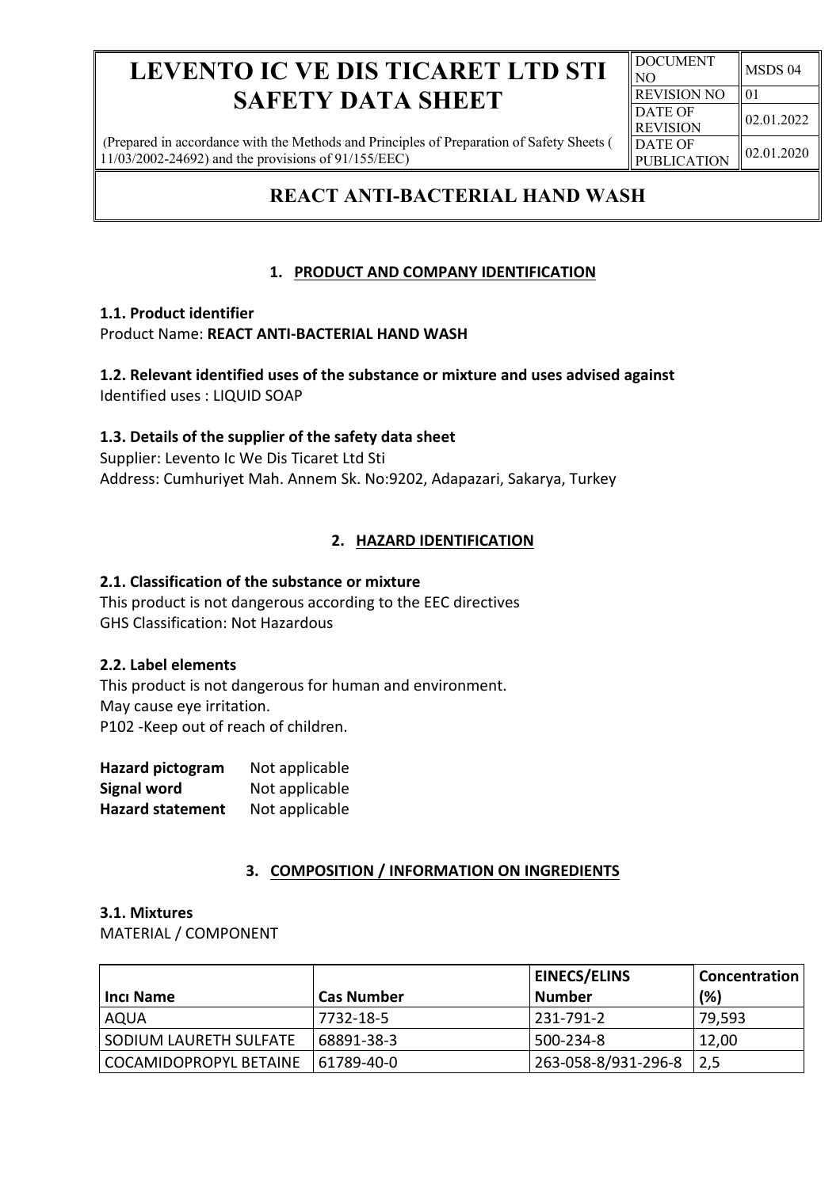# LEVENTO IC VE DIS TICARET LTD STI SAFETY DATA SHEET

(Prepared in accordance with the Methods and Principles of Preparation of Safety Sheets ( 11/03/2002-24692) and the provisions of 91/155/EEC)

| DOCUMENT NO | MSDS 04 |
|---|---|
| REVISION NO | 01 |
| DATE OF REVISION | 02.01.2022 |
| DATE OF PUBLICATION | 02.01.2020 |

## REACT ANTI-BACTERIAL HAND WASH

### 1. PRODUCT AND COMPANY IDENTIFICATION

**1.1. Product identifier**

Product Name: **REACT ANTI-BACTERIAL HAND WASH**

**1.2. Relevant identified uses of the substance or mixture and uses advised against**

Identified uses : LIQUID SOAP

**1.3. Details of the supplier of the safety data sheet**

Supplier: Levento Ic We Dis Ticaret Ltd Sti

Address: Cumhuriyet Mah. Annem Sk. No:9202, Adapazari, Sakarya, Turkey

### 2. HAZARD IDENTIFICATION

**2.1. Classification of the substance or mixture**

This product is not dangerous according to the EEC directives

GHS Classification: Not Hazardous

**2.2. Label elements**

This product is not dangerous for human and environment.

May cause eye irritation.

P102 -Keep out of reach of children.

**Hazard pictogram** Not applicable

**Signal word** Not applicable

**Hazard statement** Not applicable

### 3. COMPOSITION / INFORMATION ON INGREDIENTS

**3.1. Mixtures**

MATERIAL / COMPONENT

| Incı Name | Cas Number | EINECS/ELINS Number | Concentration (%) |
|---|---|---|---|
| AQUA | 7732-18-5 | 231-791-2 | 79,593 |
| SODIUM LAURETH SULFATE | 68891-38-3 | 500-234-8 | 12,00 |
| COCAMIDOPROPYL BETAINE | 61789-40-0 | 263-058-8/931-296-8 | 2,5 |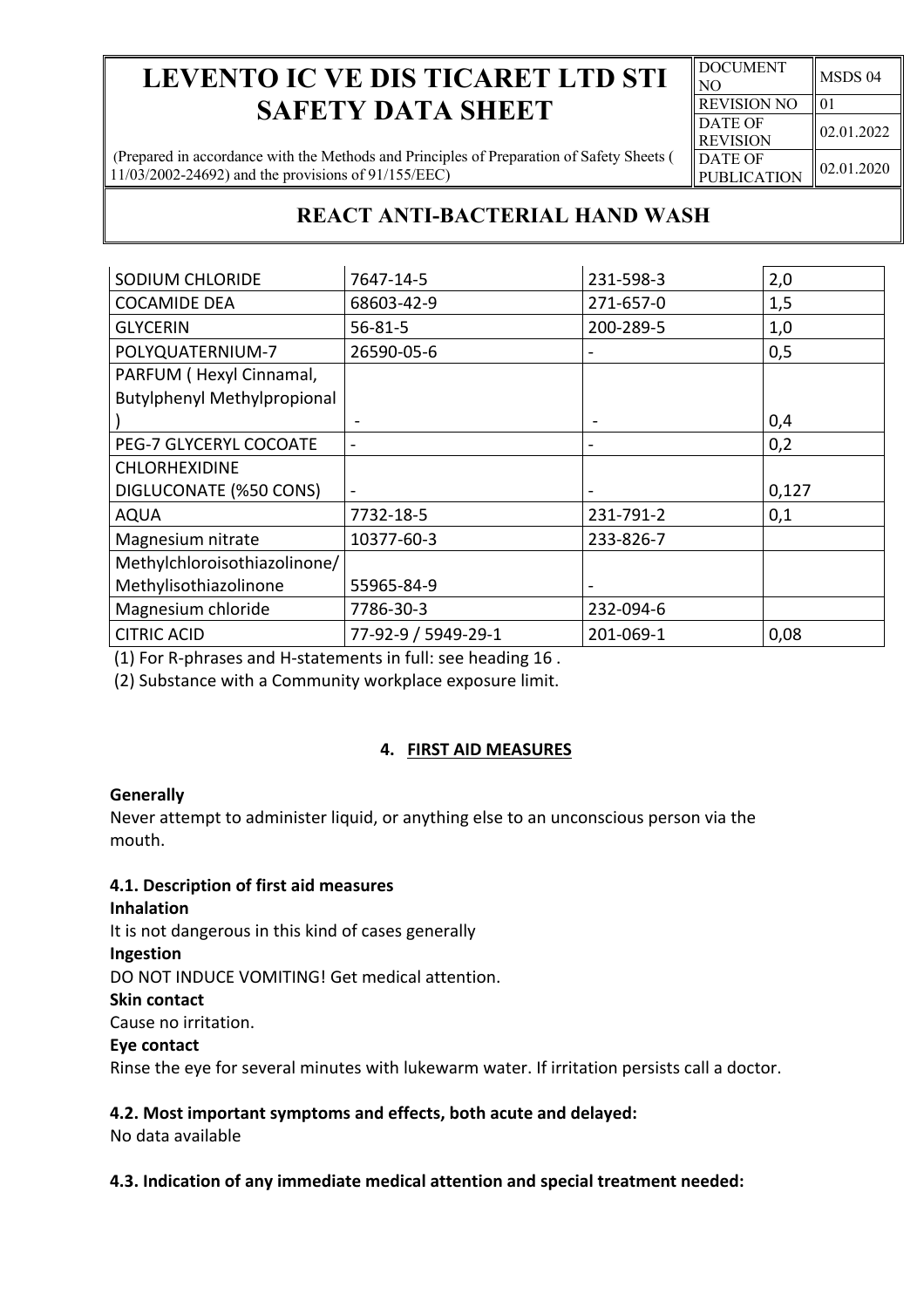| SODIUM CHLORIDE | 7647-14-5 | 231-598-3 | 2,0 |
|---|---|---|---|
| COCAMIDE DEA | 68603-42-9 | 271-657-0 | 1,5 |
| GLYCERIN | 56-81-5 | 200-289-5 | 1,0 |
| POLYQUATERNIUM-7 | 26590-05-6 | - | 0,5 |
| PARFUM ( Hexyl Cinnamal, Butylphenyl Methylpropional ) | - | - | 0,4 |
| PEG-7 GLYCERYL COCOATE | - | - | 0,2 |
| CHLORHEXIDINE DIGLUCONATE (%50 CONS) | - | - | 0,127 |
| AQUA | 7732-18-5 | 231-791-2 | 0,1 |
| Magnesium nitrate | 10377-60-3 | 233-826-7 | |
| Methylchloroisothiazolinone/ Methylisothiazolinone | 55965-84-9 | - | |
| Magnesium chloride | 7786-30-3 | 232-094-6 | |
| CITRIC ACID | 77-92-9 / 5949-29-1 | 201-069-1 | 0,08 |

(1) For R-phrases and H-statements in full: see heading 16 .

(2) Substance with a Community workplace exposure limit.

## 4. FIRST AID MEASURES

**Generally**

Never attempt to administer liquid, or anything else to an unconscious person via the mouth.

**4.1. Description of first aid measures**

**Inhalation**

It is not dangerous in this kind of cases generally

**Ingestion**

DO NOT INDUCE VOMITING! Get medical attention.

**Skin contact**

Cause no irritation.

**Eye contact**

Rinse the eye for several minutes with lukewarm water. If irritation persists call a doctor.

**4.2. Most important symptoms and effects, both acute and delayed:**

No data available

**4.3. Indication of any immediate medical attention and special treatment needed:**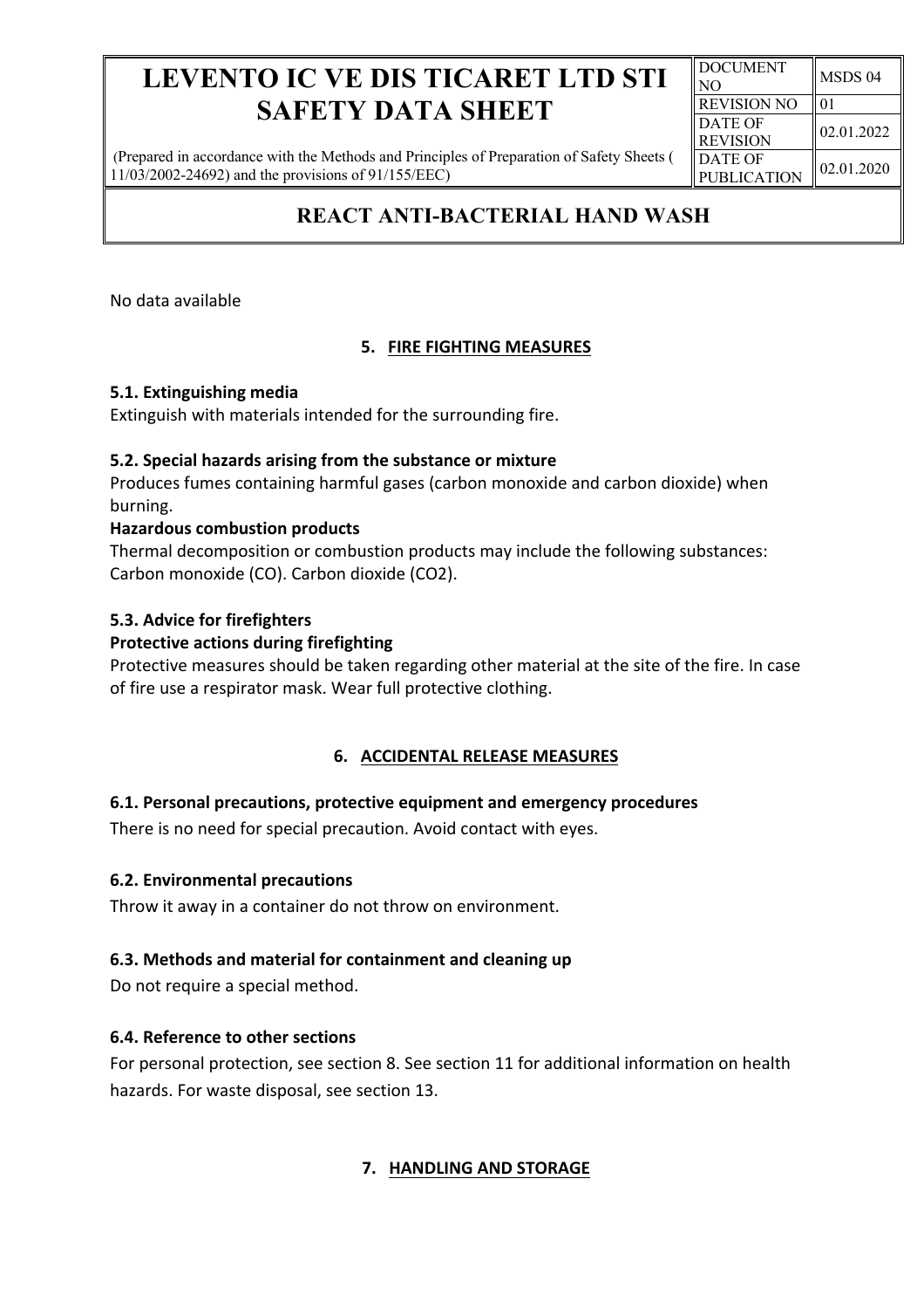No data available

## 5. FIRE FIGHTING MEASURES

### 5.1. Extinguishing media

Extinguish with materials intended for the surrounding fire.

### 5.2. Special hazards arising from the substance or mixture

Produces fumes containing harmful gases (carbon monoxide and carbon dioxide) when burning.

**Hazardous combustion products**

Thermal decomposition or combustion products may include the following substances: Carbon monoxide (CO). Carbon dioxide ($CO_2$).

### 5.3. Advice for firefighters

**Protective actions during firefighting**

Protective measures should be taken regarding other material at the site of the fire. In case of fire use a respirator mask. Wear full protective clothing.

## 6. ACCIDENTAL RELEASE MEASURES

### 6.1. Personal precautions, protective equipment and emergency procedures

There is no need for special precaution. Avoid contact with eyes.

### 6.2. Environmental precautions

Throw it away in a container do not throw on environment.

### 6.3. Methods and material for containment and cleaning up

Do not require a special method.

### 6.4. Reference to other sections

For personal protection, see section 8. See section 11 for additional information on health hazards. For waste disposal, see section 13.

## 7. HANDLING AND STORAGE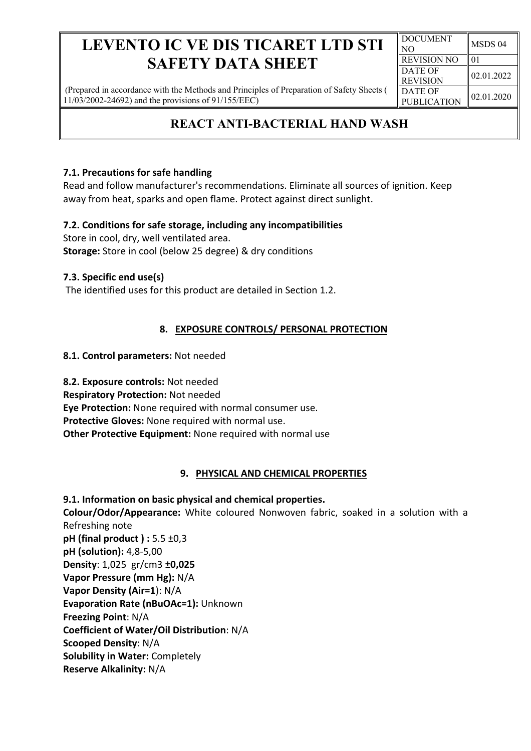### 7.1. Precautions for safe handling

Read and follow manufacturer's recommendations. Eliminate all sources of ignition. Keep away from heat, sparks and open flame. Protect against direct sunlight.

### 7.2. Conditions for safe storage, including any incompatibilities

Store in cool, dry, well ventilated area.
**Storage:** Store in cool (below 25 degree) & dry conditions

### 7.3. Specific end use(s)

The identified uses for this product are detailed in Section 1.2.

## 8. EXPOSURE CONTROLS/ PERSONAL PROTECTION

**8.1. Control parameters:** Not needed

**8.2. Exposure controls:** Not needed
**Respiratory Protection:** Not needed
**Eye Protection:** None required with normal consumer use.
**Protective Gloves:** None required with normal use.
**Other Protective Equipment:** None required with normal use

## 9. PHYSICAL AND CHEMICAL PROPERTIES

### 9.1. Information on basic physical and chemical properties.

**Colour/Odor/Appearance:** White coloured Nonwoven fabric, soaked in a solution with a Refreshing note
**pH (final product ) :** 5.5 ±0,3
**pH (solution):** 4,8-5,00
**Density**: 1,025 gr/cm3 **±0,025**
**Vapor Pressure (mm Hg):** N/A
**Vapor Density (Air=1**): N/A
**Evaporation Rate (nBuOAc=1):** Unknown
**Freezing Point**: N/A
**Coefficient of Water/Oil Distribution**: N/A
**Scooped Density**: N/A
**Solubility in Water:** Completely
**Reserve Alkalinity:** N/A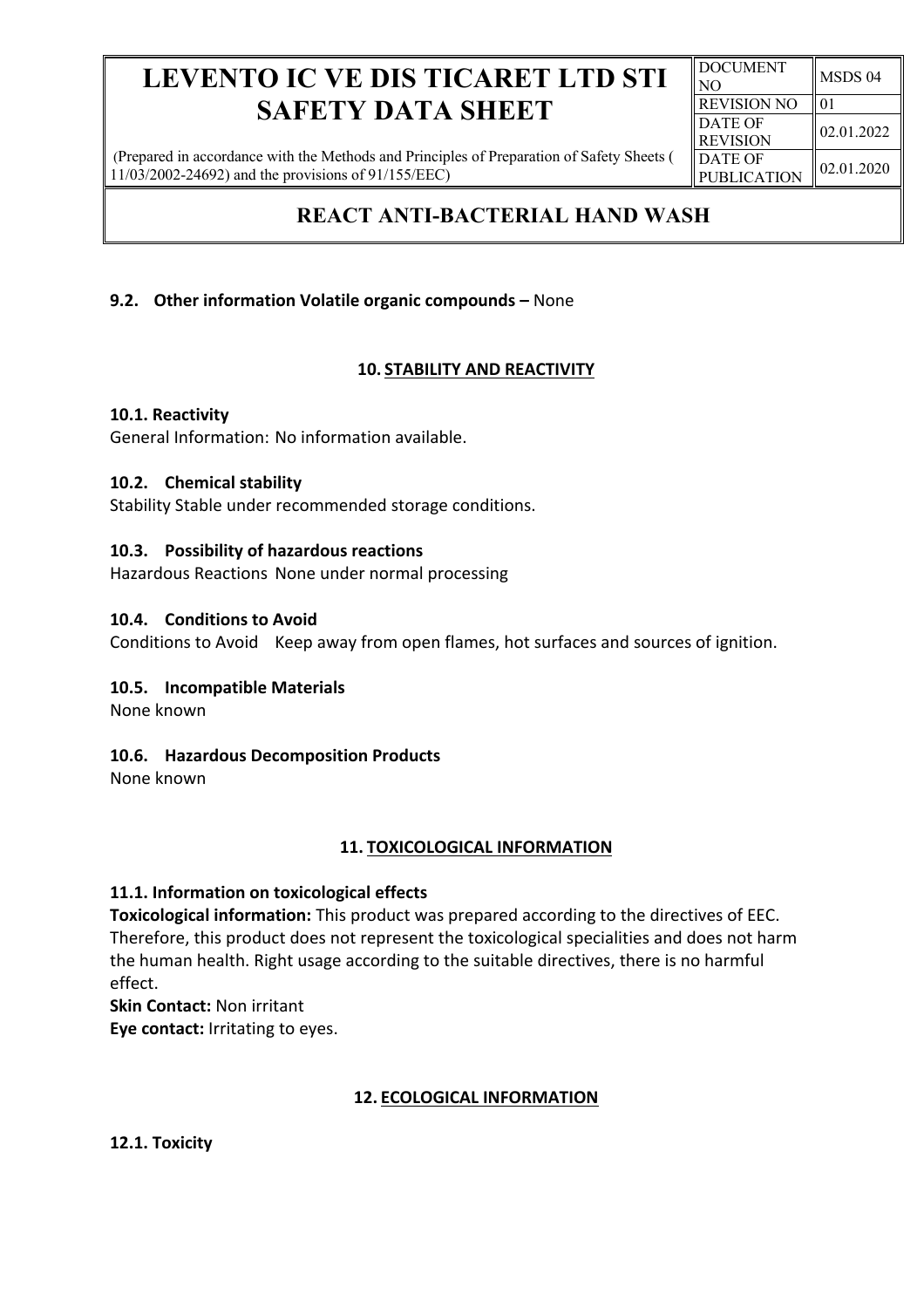**9.2. Other information Volatile organic compounds –** None

## 10. STABILITY AND REACTIVITY

**10.1. Reactivity**
General Information: No information available.

**10.2. Chemical stability**
Stability Stable under recommended storage conditions.

**10.3. Possibility of hazardous reactions**
Hazardous Reactions None under normal processing

**10.4. Conditions to Avoid**
Conditions to Avoid Keep away from open flames, hot surfaces and sources of ignition.

**10.5. Incompatible Materials**
None known

**10.6. Hazardous Decomposition Products**
None known

## 11. TOXICOLOGICAL INFORMATION

**11.1. Information on toxicological effects**
**Toxicological information:** This product was prepared according to the directives of EEC. Therefore, this product does not represent the toxicological specialities and does not harm the human health. Right usage according to the suitable directives, there is no harmful effect.
**Skin Contact:** Non irritant
**Eye contact:** Irritating to eyes.

## 12. ECOLOGICAL INFORMATION

**12.1. Toxicity**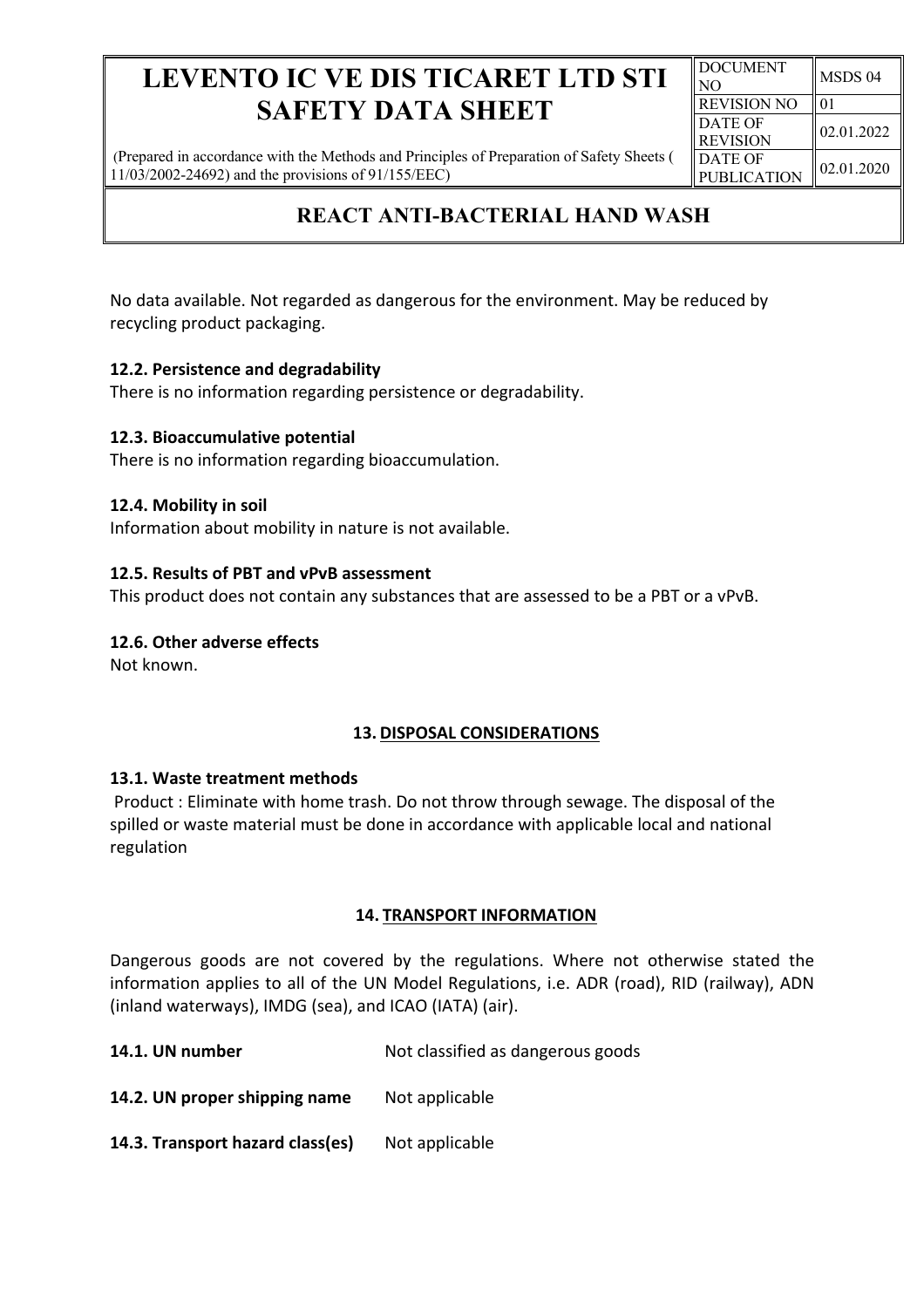No data available. Not regarded as dangerous for the environment. May be reduced by recycling product packaging.

**12.2. Persistence and degradability**

There is no information regarding persistence or degradability.

**12.3. Bioaccumulative potential**

There is no information regarding bioaccumulation.

**12.4. Mobility in soil**

Information about mobility in nature is not available.

**12.5. Results of PBT and vPvB assessment**

This product does not contain any substances that are assessed to be a PBT or a vPvB.

**12.6. Other adverse effects**

Not known.

## 13. DISPOSAL CONSIDERATIONS

**13.1. Waste treatment methods**

Product : Eliminate with home trash. Do not throw through sewage. The disposal of the spilled or waste material must be done in accordance with applicable local and national regulation

## 14. TRANSPORT INFORMATION

Dangerous goods are not covered by the regulations. Where not otherwise stated the information applies to all of the UN Model Regulations, i.e. ADR (road), RID (railway), ADN (inland waterways), IMDG (sea), and ICAO (IATA) (air).

**14.1. UN number** Not classified as dangerous goods

**14.2. UN proper shipping name** Not applicable

**14.3. Transport hazard class(es)** Not applicable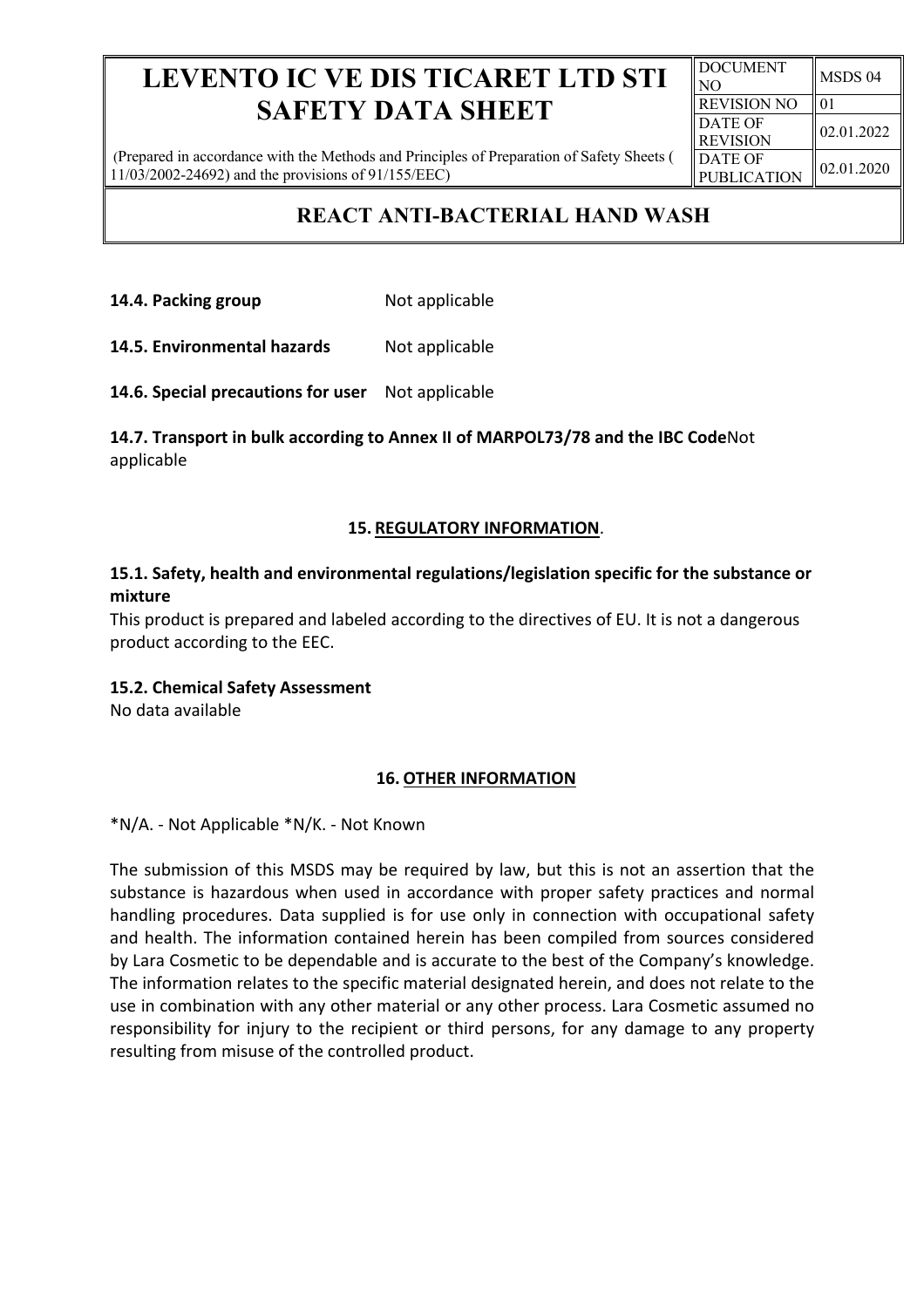**14.4. Packing group** Not applicable

**14.5. Environmental hazards** Not applicable

**14.6. Special precautions for user** Not applicable

**14.7. Transport in bulk according to Annex II of MARPOL73/78 and the IBC Code**Not applicable

## 15. REGULATORY INFORMATION.

**15.1. Safety, health and environmental regulations/legislation specific for the substance or mixture**

This product is prepared and labeled according to the directives of EU. It is not a dangerous product according to the EEC.

**15.2. Chemical Safety Assessment**

No data available

## 16. OTHER INFORMATION

*N/A. - Not Applicable *N/K. - Not Known

The submission of this MSDS may be required by law, but this is not an assertion that the substance is hazardous when used in accordance with proper safety practices and normal handling procedures. Data supplied is for use only in connection with occupational safety and health. The information contained herein has been compiled from sources considered by Lara Cosmetic to be dependable and is accurate to the best of the Company's knowledge. The information relates to the specific material designated herein, and does not relate to the use in combination with any other material or any other process. Lara Cosmetic assumed no responsibility for injury to the recipient or third persons, for any damage to any property resulting from misuse of the controlled product.